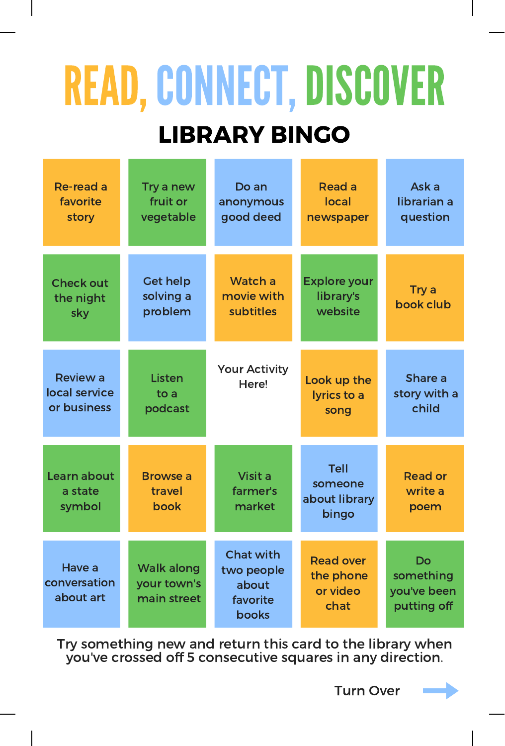# READ, CONNECT, DISCOVER

## LIBRARY BINGO

| | | | | |
|---|---|---|---|---|
| Re-read a favorite story | Try a new fruit or vegetable | Do an anonymous good deed | Read a local newspaper | Ask a librarian a question |
| Check out the night sky | Get help solving a problem | Watch a movie with subtitles | Explore your library's website | Try a book club |
| Review a local service or business | Listen to a podcast | Your Activity Here! | Look up the lyrics to a song | Share a story with a child |
| Learn about a state symbol | Browse a travel book | Visit a farmer's market | Tell someone about library bingo | Read or write a poem |
| Have a conversation about art | Walk along your town's main street | Chat with two people about favorite books | Read over the phone or video chat | Do something you've been putting off |

Try something new and return this card to the library when you've crossed off 5 consecutive squares in any direction.

Turn Over →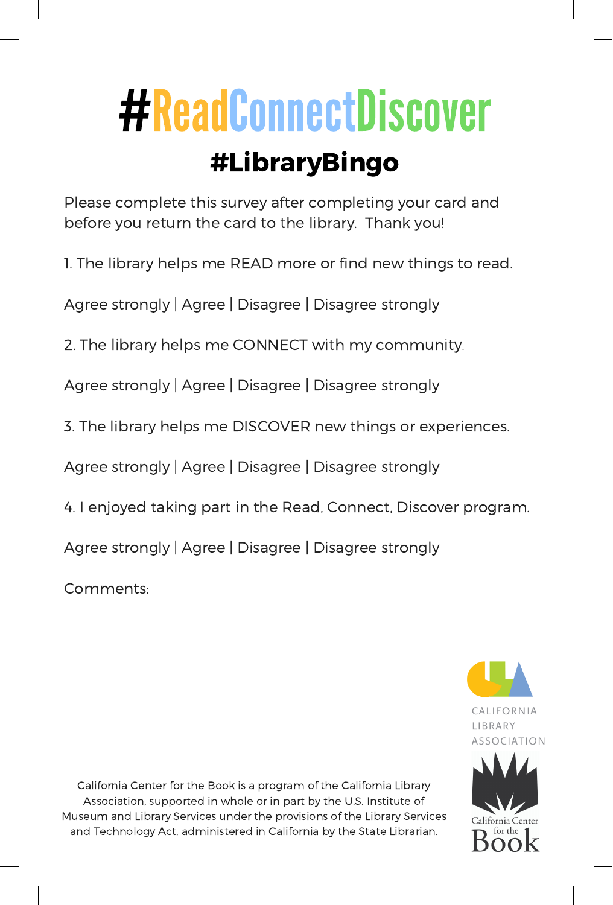# #ReadConnectDiscover

## #LibraryBingo

Please complete this survey after completing your card and before you return the card to the library. Thank you!

1. The library helps me READ more or find new things to read.

Agree strongly | Agree | Disagree | Disagree strongly

2. The library helps me CONNECT with my community.

Agree strongly | Agree | Disagree | Disagree strongly

3. The library helps me DISCOVER new things or experiences.

Agree strongly | Agree | Disagree | Disagree strongly

4. I enjoyed taking part in the Read, Connect, Discover program.

Agree strongly | Agree | Disagree | Disagree strongly

Comments:

CALIFORNIA LIBRARY ASSOCIATION

California Center for the Book

California Center for the Book is a program of the California Library Association, supported in whole or in part by the U.S. Institute of Museum and Library Services under the provisions of the Library Services and Technology Act, administered in California by the State Librarian.